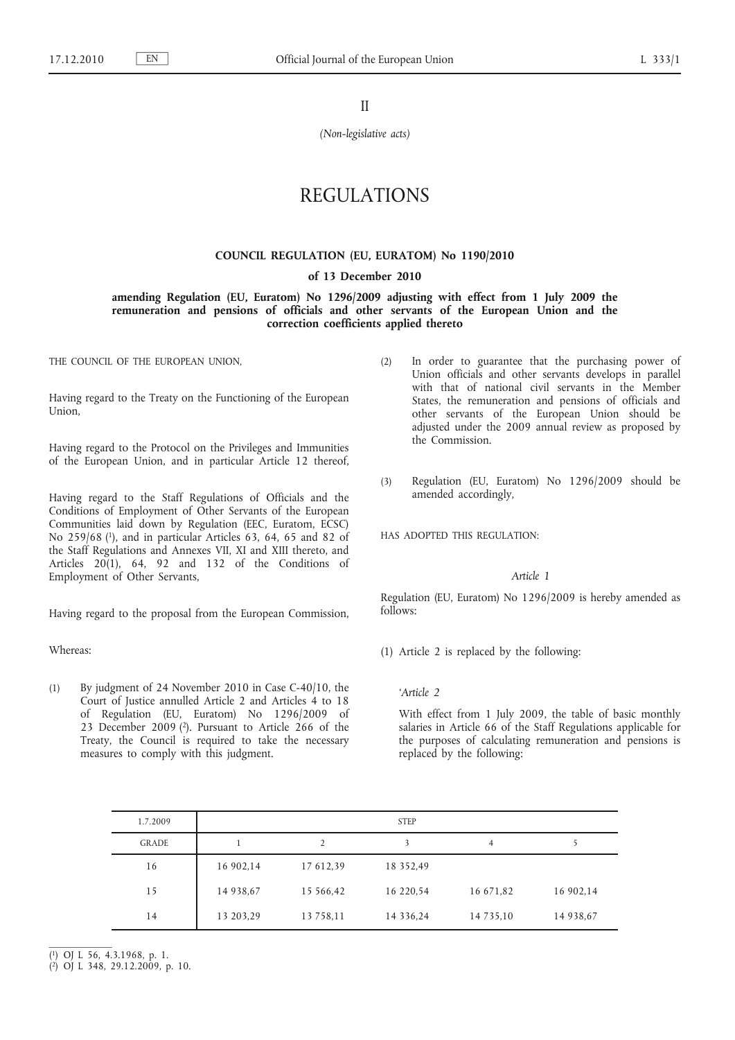II

*(Non-legislative acts)*

# REGULATIONS

## COUNCIL REGULATION (EU, EURATOM) No 1190/2010

## of 13 December 2010

## amending Regulation (EU, Euratom) No 1296/2009 adjusting with effect from 1 July 2009 the remuneration and pensions of officials and other servants of the European Union and the correction coefficients applied thereto

THE COUNCIL OF THE EUROPEAN UNION,

Having regard to the Treaty on the Functioning of the European Union,

Having regard to the Protocol on the Privileges and Immunities of the European Union, and in particular Article 12 thereof,

Having regard to the Staff Regulations of Officials and the Conditions of Employment of Other Servants of the European Communities laid down by Regulation (EEC, Euratom, ECSC) No 259/68 [1], and in particular Articles 63, 64, 65 and 82 of the Staff Regulations and Annexes VII, XI and XIII thereto, and Articles 20(1), 64, 92 and 132 of the Conditions of Employment of Other Servants,

Having regard to the proposal from the European Commission,

Whereas:

(1) By judgment of 24 November 2010 in Case C-40/10, the Court of Justice annulled Article 2 and Articles 4 to 18 of Regulation (EU, Euratom) No 1296/2009 of 23 December 2009 [2]. Pursuant to Article 266 of the Treaty, the Council is required to take the necessary measures to comply with this judgment.

(2) In order to guarantee that the purchasing power of Union officials and other servants develops in parallel with that of national civil servants in the Member States, the remuneration and pensions of officials and other servants of the European Union should be adjusted under the 2009 annual review as proposed by the Commission.

(3) Regulation (EU, Euratom) No 1296/2009 should be amended accordingly,

HAS ADOPTED THIS REGULATION:

*Article 1*

Regulation (EU, Euratom) No 1296/2009 is hereby amended as follows:

(1) Article 2 is replaced by the following:

'*Article 2*

With effect from 1 July 2009, the table of basic monthly salaries in Article 66 of the Staff Regulations applicable for the purposes of calculating remuneration and pensions is replaced by the following:

| 1.7.2009 | STEP | | | | |
|---|---|---|---|---|---|
| GRADE | 1 | 2 | 3 | 4 | 5 |
| 16 | 16 902,14 | 17 612,39 | 18 352,49 | | |
| 15 | 14 938,67 | 15 566,42 | 16 220,54 | 16 671,82 | 16 902,14 |
| 14 | 13 203,29 | 13 758,11 | 14 336,24 | 14 735,10 | 14 938,67 |

[1] OJ L 56, 4.3.1968, p. 1.

[2] OJ L 348, 29.12.2009, p. 10.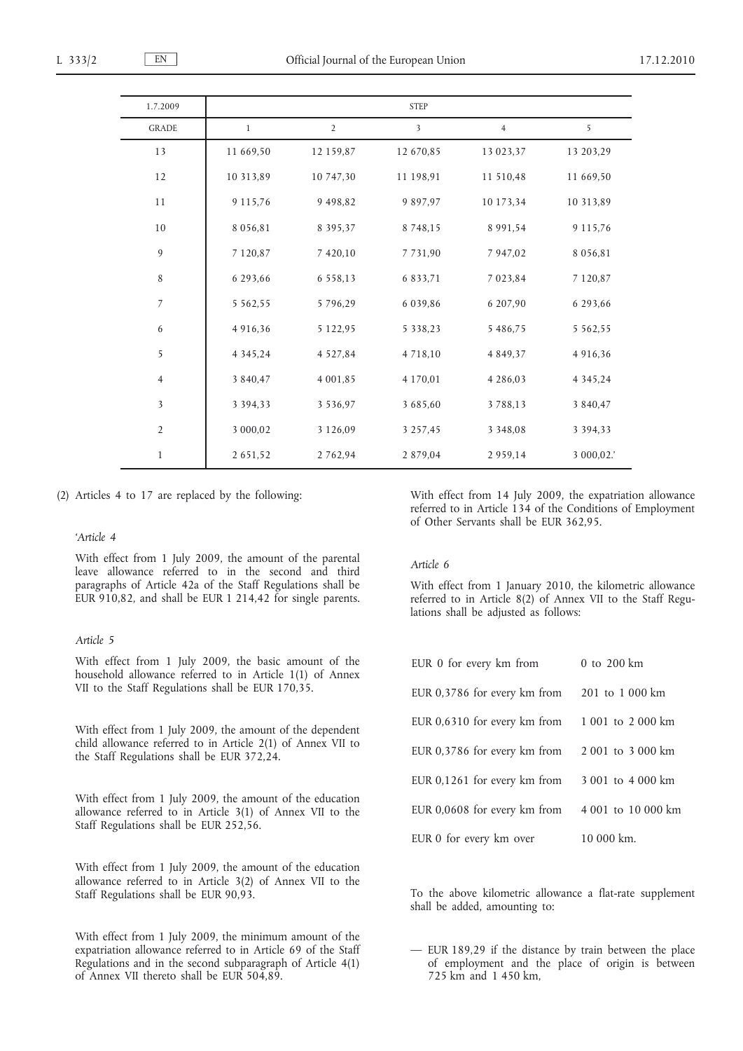| 1.7.2009 | STEP | | | | |
|---|---|---|---|---|---|
| GRADE | 1 | 2 | 3 | 4 | 5 |
| 13 | 11 669,50 | 12 159,87 | 12 670,85 | 13 023,37 | 13 203,29 |
| 12 | 10 313,89 | 10 747,30 | 11 198,91 | 11 510,48 | 11 669,50 |
| 11 | 9 115,76 | 9 498,82 | 9 897,97 | 10 173,34 | 10 313,89 |
| 10 | 8 056,81 | 8 395,37 | 8 748,15 | 8 991,54 | 9 115,76 |
| 9 | 7 120,87 | 7 420,10 | 7 731,90 | 7 947,02 | 8 056,81 |
| 8 | 6 293,66 | 6 558,13 | 6 833,71 | 7 023,84 | 7 120,87 |
| 7 | 5 562,55 | 5 796,29 | 6 039,86 | 6 207,90 | 6 293,66 |
| 6 | 4 916,36 | 5 122,95 | 5 338,23 | 5 486,75 | 5 562,55 |
| 5 | 4 345,24 | 4 527,84 | 4 718,10 | 4 849,37 | 4 916,36 |
| 4 | 3 840,47 | 4 001,85 | 4 170,01 | 4 286,03 | 4 345,24 |
| 3 | 3 394,33 | 3 536,97 | 3 685,60 | 3 788,13 | 3 840,47 |
| 2 | 3 000,02 | 3 126,09 | 3 257,45 | 3 348,08 | 3 394,33 |
| 1 | 2 651,52 | 2 762,94 | 2 879,04 | 2 959,14 | 3 000,02.' |

(2) Articles 4 to 17 are replaced by the following:

*'Article 4*

With effect from 1 July 2009, the amount of the parental leave allowance referred to in the second and third paragraphs of Article 42a of the Staff Regulations shall be EUR 910,82, and shall be EUR 1 214,42 for single parents.

*Article 5*

With effect from 1 July 2009, the basic amount of the household allowance referred to in Article 1(1) of Annex VII to the Staff Regulations shall be EUR 170,35.

With effect from 1 July 2009, the amount of the dependent child allowance referred to in Article 2(1) of Annex VII to the Staff Regulations shall be EUR 372,24.

With effect from 1 July 2009, the amount of the education allowance referred to in Article 3(1) of Annex VII to the Staff Regulations shall be EUR 252,56.

With effect from 1 July 2009, the amount of the education allowance referred to in Article 3(2) of Annex VII to the Staff Regulations shall be EUR 90,93.

With effect from 1 July 2009, the minimum amount of the expatriation allowance referred to in Article 69 of the Staff Regulations and in the second subparagraph of Article 4(1) of Annex VII thereto shall be EUR 504,89.

With effect from 14 July 2009, the expatriation allowance referred to in Article 134 of the Conditions of Employment of Other Servants shall be EUR 362,95.

*Article 6*

With effect from 1 January 2010, the kilometric allowance referred to in Article 8(2) of Annex VII to the Staff Regulations shall be adjusted as follows:

| | |
|---|---|
| EUR 0 for every km from | 0 to 200 km |
| EUR 0,3786 for every km from | 201 to 1 000 km |
| EUR 0,6310 for every km from | 1 001 to 2 000 km |
| EUR 0,3786 for every km from | 2 001 to 3 000 km |
| EUR 0,1261 for every km from | 3 001 to 4 000 km |
| EUR 0,0608 for every km from | 4 001 to 10 000 km |
| EUR 0 for every km over | 10 000 km. |

To the above kilometric allowance a flat-rate supplement shall be added, amounting to:

— EUR 189,29 if the distance by train between the place of employment and the place of origin is between 725 km and 1 450 km,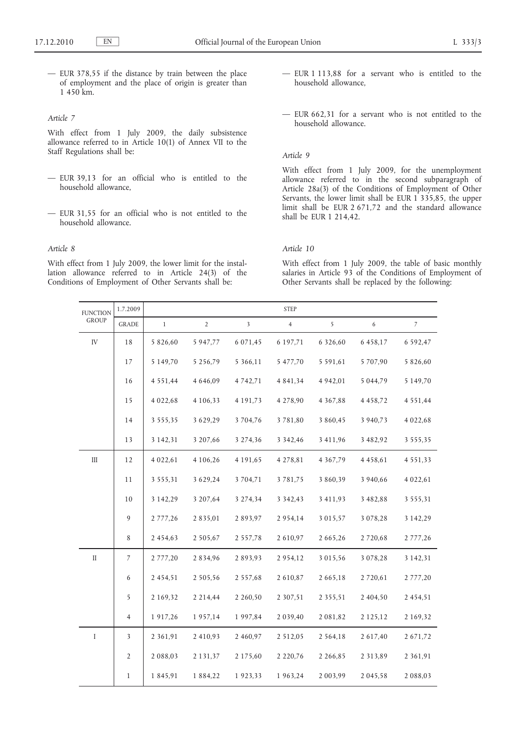— EUR 378,55 if the distance by train between the place of employment and the place of origin is greater than 1 450 km.

*Article 7*

With effect from 1 July 2009, the daily subsistence allowance referred to in Article 10(1) of Annex VII to the Staff Regulations shall be:

— EUR 39,13 for an official who is entitled to the household allowance,

— EUR 31,55 for an official who is not entitled to the household allowance.

*Article 8*

With effect from 1 July 2009, the lower limit for the installation allowance referred to in Article 24(3) of the Conditions of Employment of Other Servants shall be:

— EUR 1 113,88 for a servant who is entitled to the household allowance,

— EUR 662,31 for a servant who is not entitled to the household allowance.

*Article 9*

With effect from 1 July 2009, for the unemployment allowance referred to in the second subparagraph of Article 28a(3) of the Conditions of Employment of Other Servants, the lower limit shall be EUR 1 335,85, the upper limit shall be EUR 2 671,72 and the standard allowance shall be EUR 1 214,42.

*Article 10*

With effect from 1 July 2009, the table of basic monthly salaries in Article 93 of the Conditions of Employment of Other Servants shall be replaced by the following:

| FUNCTION GROUP | 1.7.2009 | STEP | | | | | | |
|---|---|---|---|---|---|---|---|---|
| | GRADE | 1 | 2 | 3 | 4 | 5 | 6 | 7 |
| IV | 18 | 5 826,60 | 5 947,77 | 6 071,45 | 6 197,71 | 6 326,60 | 6 458,17 | 6 592,47 |
| | 17 | 5 149,70 | 5 256,79 | 5 366,11 | 5 477,70 | 5 591,61 | 5 707,90 | 5 826,60 |
| | 16 | 4 551,44 | 4 646,09 | 4 742,71 | 4 841,34 | 4 942,01 | 5 044,79 | 5 149,70 |
| | 15 | 4 022,68 | 4 106,33 | 4 191,73 | 4 278,90 | 4 367,88 | 4 458,72 | 4 551,44 |
| | 14 | 3 555,35 | 3 629,29 | 3 704,76 | 3 781,80 | 3 860,45 | 3 940,73 | 4 022,68 |
| | 13 | 3 142,31 | 3 207,66 | 3 274,36 | 3 342,46 | 3 411,96 | 3 482,92 | 3 555,35 |
| III | 12 | 4 022,61 | 4 106,26 | 4 191,65 | 4 278,81 | 4 367,79 | 4 458,61 | 4 551,33 |
| | 11 | 3 555,31 | 3 629,24 | 3 704,71 | 3 781,75 | 3 860,39 | 3 940,66 | 4 022,61 |
| | 10 | 3 142,29 | 3 207,64 | 3 274,34 | 3 342,43 | 3 411,93 | 3 482,88 | 3 555,31 |
| | 9 | 2 777,26 | 2 835,01 | 2 893,97 | 2 954,14 | 3 015,57 | 3 078,28 | 3 142,29 |
| | 8 | 2 454,63 | 2 505,67 | 2 557,78 | 2 610,97 | 2 665,26 | 2 720,68 | 2 777,26 |
| II | 7 | 2 777,20 | 2 834,96 | 2 893,93 | 2 954,12 | 3 015,56 | 3 078,28 | 3 142,31 |
| | 6 | 2 454,51 | 2 505,56 | 2 557,68 | 2 610,87 | 2 665,18 | 2 720,61 | 2 777,20 |
| | 5 | 2 169,32 | 2 214,44 | 2 260,50 | 2 307,51 | 2 355,51 | 2 404,50 | 2 454,51 |
| | 4 | 1 917,26 | 1 957,14 | 1 997,84 | 2 039,40 | 2 081,82 | 2 125,12 | 2 169,32 |
| I | 3 | 2 361,91 | 2 410,93 | 2 460,97 | 2 512,05 | 2 564,18 | 2 617,40 | 2 671,72 |
| | 2 | 2 088,03 | 2 131,37 | 2 175,60 | 2 220,76 | 2 266,85 | 2 313,89 | 2 361,91 |
| | 1 | 1 845,91 | 1 884,22 | 1 923,33 | 1 963,24 | 2 003,99 | 2 045,58 | 2 088,03 |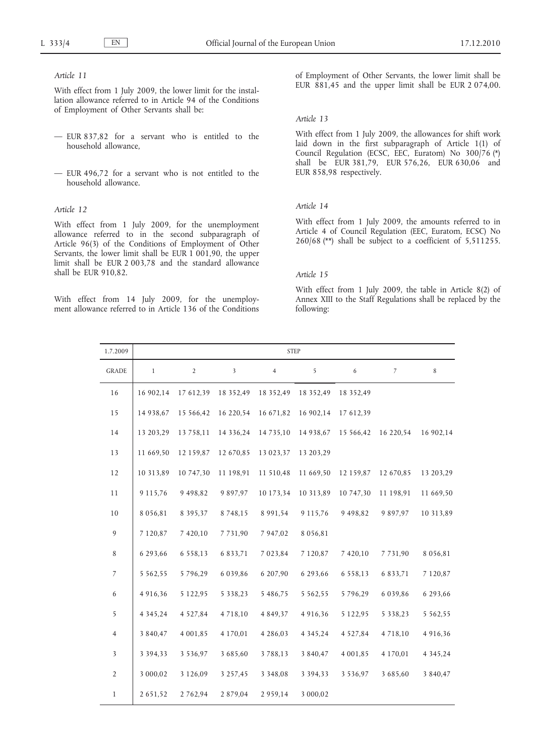*Article 11*

With effect from 1 July 2009, the lower limit for the installation allowance referred to in Article 94 of the Conditions of Employment of Other Servants shall be:

— EUR 837,82 for a servant who is entitled to the household allowance,

— EUR 496,72 for a servant who is not entitled to the household allowance.

*Article 12*

With effect from 1 July 2009, for the unemployment allowance referred to in the second subparagraph of Article 96(3) of the Conditions of Employment of Other Servants, the lower limit shall be EUR 1 001,90, the upper limit shall be EUR 2 003,78 and the standard allowance shall be EUR 910,82.

With effect from 14 July 2009, for the unemployment allowance referred to in Article 136 of the Conditions of Employment of Other Servants, the lower limit shall be EUR 881,45 and the upper limit shall be EUR 2 074,00.

*Article 13*

With effect from 1 July 2009, the allowances for shift work laid down in the first subparagraph of Article 1(1) of Council Regulation (ECSC, EEC, Euratom) No 300/76 (*) shall be EUR 381,79, EUR 576,26, EUR 630,06 and EUR 858,98 respectively.

*Article 14*

With effect from 1 July 2009, the amounts referred to in Article 4 of Council Regulation (EEC, Euratom, ECSC) No 260/68 (**) shall be subject to a coefficient of 5,511255.

*Article 15*

With effect from 1 July 2009, the table in Article 8(2) of Annex XIII to the Staff Regulations shall be replaced by the following:

| 1.7.2009 | STEP | | | | | | | |
|---|---|---|---|---|---|---|---|---|
| GRADE | 1 | 2 | 3 | 4 | 5 | 6 | 7 | 8 |
| 16 | 16 902,14 | 17 612,39 | 18 352,49 | 18 352,49 | 18 352,49 | 18 352,49 | | |
| 15 | 14 938,67 | 15 566,42 | 16 220,54 | 16 671,82 | 16 902,14 | 17 612,39 | | |
| 14 | 13 203,29 | 13 758,11 | 14 336,24 | 14 735,10 | 14 938,67 | 15 566,42 | 16 220,54 | 16 902,14 |
| 13 | 11 669,50 | 12 159,87 | 12 670,85 | 13 023,37 | 13 203,29 | | | |
| 12 | 10 313,89 | 10 747,30 | 11 198,91 | 11 510,48 | 11 669,50 | 12 159,87 | 12 670,85 | 13 203,29 |
| 11 | 9 115,76 | 9 498,82 | 9 897,97 | 10 173,34 | 10 313,89 | 10 747,30 | 11 198,91 | 11 669,50 |
| 10 | 8 056,81 | 8 395,37 | 8 748,15 | 8 991,54 | 9 115,76 | 9 498,82 | 9 897,97 | 10 313,89 |
| 9 | 7 120,87 | 7 420,10 | 7 731,90 | 7 947,02 | 8 056,81 | | | |
| 8 | 6 293,66 | 6 558,13 | 6 833,71 | 7 023,84 | 7 120,87 | 7 420,10 | 7 731,90 | 8 056,81 |
| 7 | 5 562,55 | 5 796,29 | 6 039,86 | 6 207,90 | 6 293,66 | 6 558,13 | 6 833,71 | 7 120,87 |
| 6 | 4 916,36 | 5 122,95 | 5 338,23 | 5 486,75 | 5 562,55 | 5 796,29 | 6 039,86 | 6 293,66 |
| 5 | 4 345,24 | 4 527,84 | 4 718,10 | 4 849,37 | 4 916,36 | 5 122,95 | 5 338,23 | 5 562,55 |
| 4 | 3 840,47 | 4 001,85 | 4 170,01 | 4 286,03 | 4 345,24 | 4 527,84 | 4 718,10 | 4 916,36 |
| 3 | 3 394,33 | 3 536,97 | 3 685,60 | 3 788,13 | 3 840,47 | 4 001,85 | 4 170,01 | 4 345,24 |
| 2 | 3 000,02 | 3 126,09 | 3 257,45 | 3 348,08 | 3 394,33 | 3 536,97 | 3 685,60 | 3 840,47 |
| 1 | 2 651,52 | 2 762,94 | 2 879,04 | 2 959,14 | 3 000,02 | | | |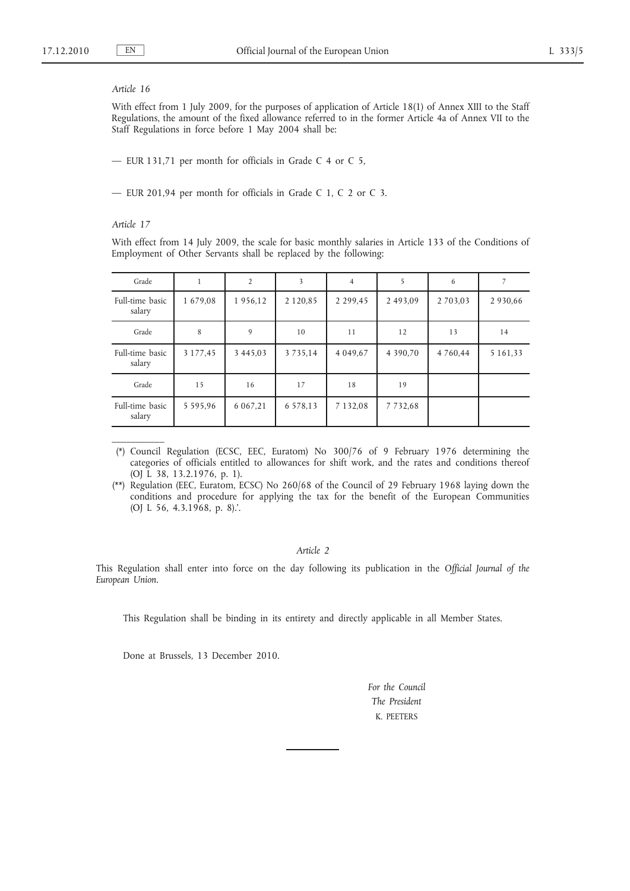*Article 16*

With effect from 1 July 2009, for the purposes of application of Article 18(1) of Annex XIII to the Staff Regulations, the amount of the fixed allowance referred to in the former Article 4a of Annex VII to the Staff Regulations in force before 1 May 2004 shall be:

— EUR 131,71 per month for officials in Grade C 4 or C 5,

— EUR 201,94 per month for officials in Grade C 1, C 2 or C 3.

*Article 17*

With effect from 14 July 2009, the scale for basic monthly salaries in Article 133 of the Conditions of Employment of Other Servants shall be replaced by the following:

| Grade | 1 | 2 | 3 | 4 | 5 | 6 | 7 |
|---|---|---|---|---|---|---|---|
| Full-time basic salary | 1 679,08 | 1 956,12 | 2 120,85 | 2 299,45 | 2 493,09 | 2 703,03 | 2 930,66 |
| Grade | 8 | 9 | 10 | 11 | 12 | 13 | 14 |
| Full-time basic salary | 3 177,45 | 3 445,03 | 3 735,14 | 4 049,67 | 4 390,70 | 4 760,44 | 5 161,33 |
| Grade | 15 | 16 | 17 | 18 | 19 | | |
| Full-time basic salary | 5 595,96 | 6 067,21 | 6 578,13 | 7 132,08 | 7 732,68 | | |

(*) Council Regulation (ECSC, EEC, Euratom) No 300/76 of 9 February 1976 determining the categories of officials entitled to allowances for shift work, and the rates and conditions thereof (OJ L 38, 13.2.1976, p. 1).

(**) Regulation (EEC, Euratom, ECSC) No 260/68 of the Council of 29 February 1968 laying down the conditions and procedure for applying the tax for the benefit of the European Communities (OJ L 56, 4.3.1968, p. 8).'.

*Article 2*

This Regulation shall enter into force on the day following its publication in the *Official Journal of the European Union*.

This Regulation shall be binding in its entirety and directly applicable in all Member States.

Done at Brussels, 13 December 2010.

*For the Council*

*The President*

K. PEETERS